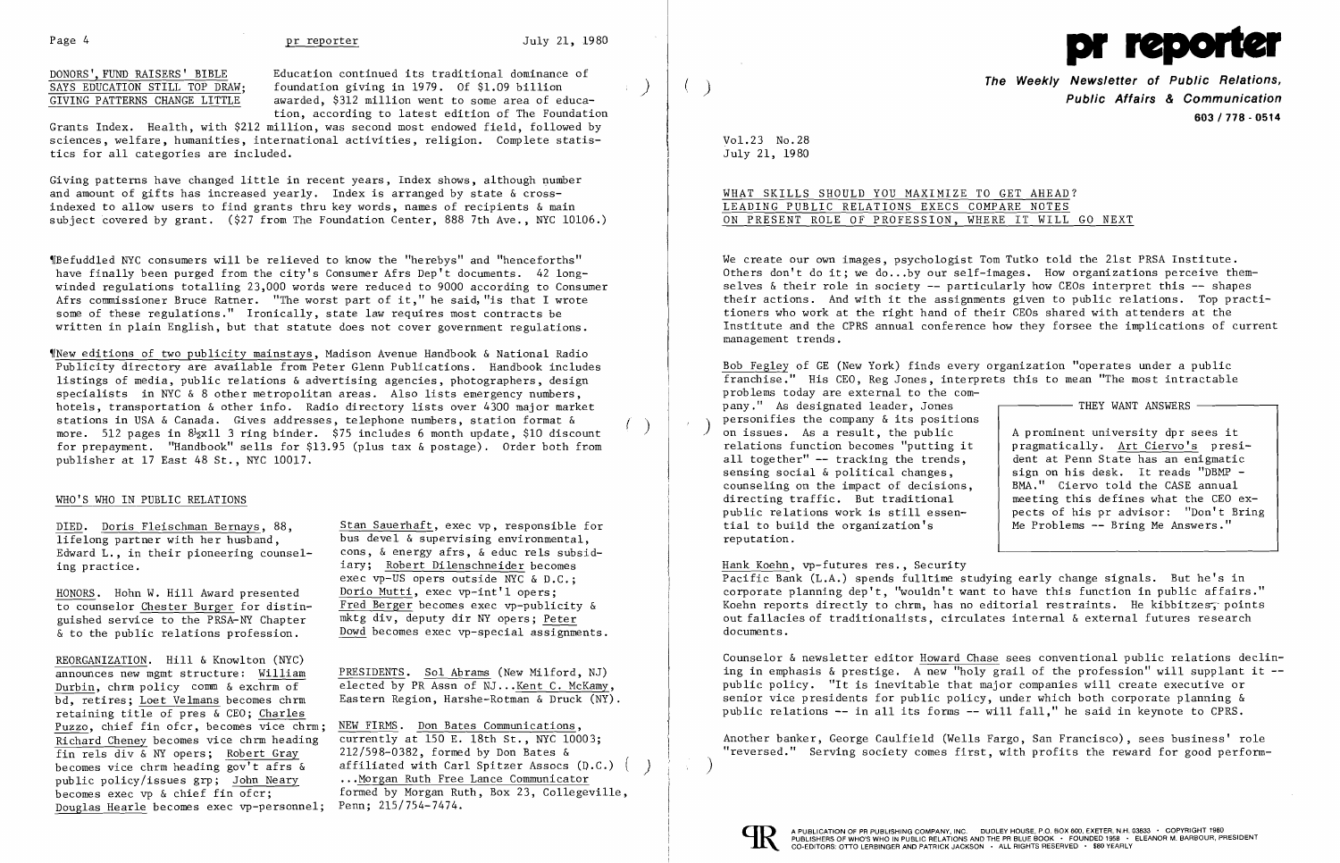DONORS', FUND RAISERS' BIBLE SAYS EDUCATION STILL TOP DRAW; GIVING PATTERNS CHANGE LITTLE

Education continued its traditional dominance of foundation giving in 1979. Of $1.09 billion awarded, $312 million went to some area of education, according to latest edition of The Foundation Grants Index. Health, with $212 million, was second most endowed field, followed by sciences, welfare, humanities, international activities, religion. Complete statistics for all categories are included.

Giving patterns have changed little in recent years, Index shows, although number and amount of gifts has increased yearly. Index is arranged by state & cross-indexed to allow users to find grants thru key words, names of recipients & main subject covered by grant. ($27 from The Foundation Center, 888 7th Ave., NYC 10106.)

¶Befuddled NYC consumers will be relieved to know the "herebys" and "henceforths" have finally been purged from the city's Consumer Afrs Dep't documents. 42 long-winded regulations totalling 23,000 words were reduced to 9000 according to Consumer Afrs commissioner Bruce Ratner. "The worst part of it," he said, "is that I wrote some of these regulations." Ironically, state law requires most contracts be written in plain English, but that statute does not cover government regulations.

¶New editions of two publicity mainstays, Madison Avenue Handbook & National Radio Publicity directory are available from Peter Glenn Publications. Handbook includes listings of media, public relations & advertising agencies, photographers, design specialists in NYC & 8 other metropolitan areas. Also lists emergency numbers, hotels, transportation & other info. Radio directory lists over 4300 major market stations in USA & Canada. Gives addresses, telephone numbers, station format & more. 512 pages in 8½x11 3 ring binder. $75 includes 6 month update, $10 discount for prepayment. "Handbook" sells for $13.95 (plus tax & postage). Order both from publisher at 17 East 48 St., NYC 10017.

## WHO'S WHO IN PUBLIC RELATIONS

DIED. Doris Fleischman Bernays, 88, lifelong partner with her husband, Edward L., in their pioneering counseling practice.

HONORS. Hohn W. Hill Award presented to counselor Chester Burger for distinguished service to the PRSA-NY Chapter & to the public relations profession.

REORGANIZATION. Hill & Knowlton (NYC) announces new mgmt structure: William Durbin, chrm policy comm & exchrm of bd, retires; Loet Velmans becomes chrm retaining title of pres & CEO; Charles Puzzo, chief fin ofcr, becomes vice chrm; Richard Cheney becomes vice chrm heading fin rels div & NY opers; Robert Gray becomes vice chrm heading gov't afrs & public policy/issues grp; John Neary becomes exec vp & chief fin ofcr; Douglas Hearle becomes exec vp-personnel; Stan Sauerhaft, exec vp, responsible for bus devel & supervising environmental, cons, & energy afrs, & educ rels subsidiary; Robert Dilenschneider becomes exec vp-US opers outside NYC & D.C.; Dorio Mutti, exec vp-int'l opers; Fred Berger becomes exec vp-publicity & mktg div, deputy dir NY opers; Peter Dowd becomes exec vp-special assignments.

PRESIDENTS. Sol Abrams (New Milford, NJ) elected by PR Assn of NJ...Kent C. McKamy, Eastern Region, Harshe-Rotman & Druck (NY).

NEW FIRMS. Don Bates Communications, currently at 150 E. 18th St., NYC 10003; 212/598-0382, formed by Don Bates & affiliated with Carl Spitzer Assocs (D.C.) ...Morgan Ruth Free Lance Communicator formed by Morgan Ruth, Box 23, Collegeville, Penn; 215/754-7474.

# pr reporter

**The Weekly Newsletter of Public Relations, Public Affairs & Communication**

**603 / 778 - 0514**

Vol.23 No.28
July 21, 1980

## WHAT SKILLS SHOULD YOU MAXIMIZE TO GET AHEAD? LEADING PUBLIC RELATIONS EXECS COMPARE NOTES ON PRESENT ROLE OF PROFESSION, WHERE IT WILL GO NEXT

We create our own images, psychologist Tom Tutko told the 21st PRSA Institute. Others don't do it; we do...by our self-images. How organizations perceive themselves & their role in society -- particularly how CEOs interpret this -- shapes their actions. And with it the assignments given to public relations. Top practitioners who work at the right hand of their CEOs shared with attenders at the Institute and the CPRS annual conference how they forsee the implications of current management trends.

Bob Fegley of GE (New York) finds every organization "operates under a public franchise." His CEO, Reg Jones, interprets this to mean "The most intractable problems today are external to the company." As designated leader, Jones personifies the company & its positions on issues. As a result, the public relations function becomes "putting it all together" -- tracking the trends, sensing social & political changes, counseling on the impact of decisions, directing traffic. But traditional public relations work is still essential to build the organization's reputation.

**THEY WANT ANSWERS**

A prominent university dpr sees it pragmatically. Art Ciervo's president at Penn State has an enigmatic sign on his desk. It reads "DBMP - BMA." Ciervo told the CASE annual meeting this defines what the CEO expects of his pr advisor: "Don't Bring Me Problems -- Bring Me Answers."

Hank Koehn, vp-futures res., Security Pacific Bank (L.A.) spends fulltime studying early change signals. But he's in corporate planning dep't, "wouldn't want to have this function in public affairs." Koehn reports directly to chrm, has no editorial restraints. He kibbitzes, points out fallacies of traditionalists, circulates internal & external futures research documents.

Counselor & newsletter editor Howard Chase sees conventional public relations declining in emphasis & prestige. A new "holy grail of the profession" will supplant it -- public policy. "It is inevitable that major companies will create executive or senior vice presidents for public policy, under which both corporate planning & public relations -- in all its forms -- will fall," he said in keynote to CPRS.

Another banker, George Caulfield (Wells Fargo, San Francisco), sees business' role "reversed." Serving society comes first, with profits the reward for good perform-

A PUBLICATION OF PR PUBLISHING COMPANY, INC. DUDLEY HOUSE, P.O. BOX 600, EXETER, N.H. 03833 • COPYRIGHT 1980
PUBLISHERS OF WHO'S WHO IN PUBLIC RELATIONS AND THE PR BLUE BOOK • FOUNDED 1958 • ELEANOR M. BARBOUR, PRESIDENT
CO-EDITORS: OTTO LERBINGER AND PATRICK JACKSON • ALL RIGHTS RESERVED • $80 YEARLY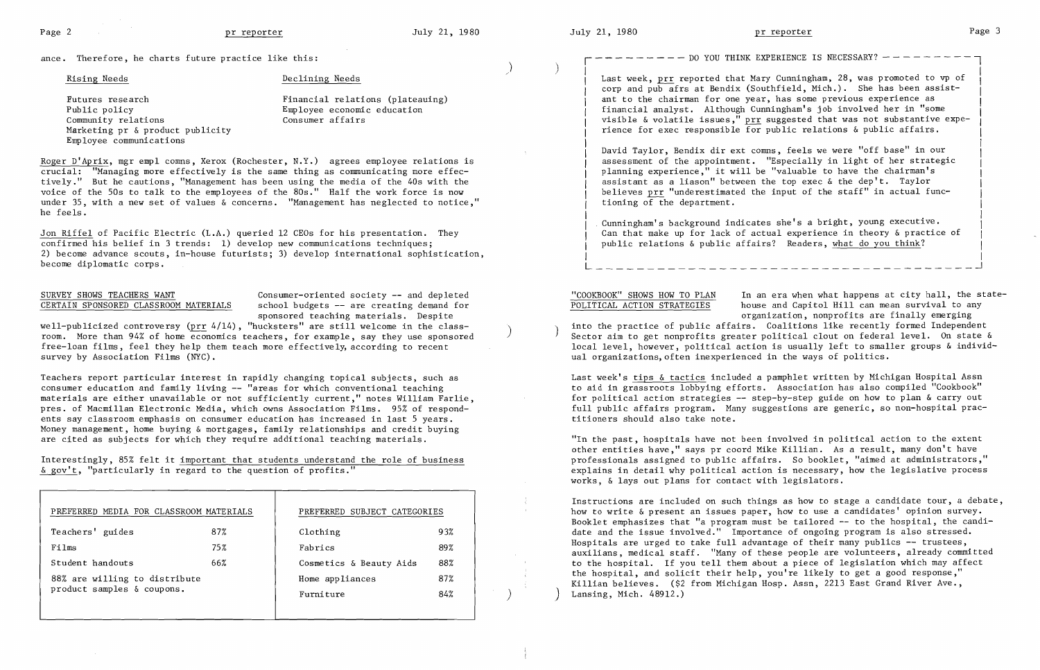ance. Therefore, he charts future practice like this:

| Rising Needs | Declining Needs |
| --- | --- |
| Futures research | Financial relations (plateauing) |
| Public policy | Employee economic education |
| Community relations | Consumer affairs |
| Marketing pr & product publicity | |
| Employee communications | |

Roger D'Aprix, mgr empl comns, Xerox (Rochester, N.Y.) agrees employee relations is crucial: "Managing more effectively is the same thing as communicating more effectively." But he cautions, "Management has been using the media of the 40s with the voice of the 50s to talk to the employees of the 80s." Half the work force is now under 35, with a new set of values & concerns. "Management has neglected to notice," he feels.

Jon Riffel of Pacific Electric (L.A.) queried 12 CEOs for his presentation. They confirmed his belief in 3 trends: 1) develop new communications techniques; 2) become advance scouts, in-house futurists; 3) develop international sophistication, become diplomatic corps.

## SURVEY SHOWS TEACHERS WANT CERTAIN SPONSORED CLASSROOM MATERIALS

Consumer-oriented society -- and depleted school budgets -- are creating demand for sponsored teaching materials. Despite well-publicized controversy (prr 4/14), "hucksters" are still welcome in the classroom. More than 94% of home economics teachers, for example, say they use sponsored free-loan films, feel they help them teach more effectively, according to recent survey by Association Films (NYC).

Teachers report particular interest in rapidly changing topical subjects, such as consumer education and family living -- "areas for which conventional teaching materials are either unavailable or not sufficiently current," notes William Farlie, pres. of Macmillan Electronic Media, which owns Association Films. 95% of respondents say classroom emphasis on consumer education has increased in last 5 years. Money management, home buying & mortgages, family relationships and credit buying are cited as subjects for which they require additional teaching materials.

Interestingly, 85% felt it important that students understand the role of business & gov't, "particularly in regard to the question of profits."

| PREFERRED MEDIA FOR CLASSROOM MATERIALS | |
| --- | --- |
| Teachers' guides | 87% |
| Films | 75% |
| Student handouts | 66% |
| 88% are willing to distribute product samples & coupons. | |

| PREFERRED SUBJECT CATEGORIES | |
| --- | --- |
| Clothing | 93% |
| Fabrics | 89% |
| Cosmetics & Beauty Aids | 88% |
| Home appliances | 87% |
| Furniture | 84% |

## DO YOU THINK EXPERIENCE IS NECESSARY?

Last week, prr reported that Mary Cunningham, 28, was promoted to vp of corp and pub afrs at Bendix (Southfield, Mich.). She has been assistant to the chairman for one year, has some previous experience as financial analyst. Although Cunningham's job involved her in "some visible & volatile issues," prr suggested that was not substantive experience for exec responsible for public relations & public affairs.

David Taylor, Bendix dir ext comns, feels we were "off base" in our assessment of the appointment. "Especially in light of her strategic planning experience," it will be "valuable to have the chairman's assistant as a liason" between the top exec & the dep't. Taylor believes prr "underestimated the input of the staff" in actual functioning of the department.

Cunningham's background indicates she's a bright, young executive. Can that make up for lack of actual experience in theory & practice of public relations & public affairs? Readers, what do you think?

## "COOKBOOK" SHOWS HOW TO PLAN POLITICAL ACTION STRATEGIES

In an era when what happens at city hall, the statehouse and Capitol Hill can mean survival to any organization, nonprofits are finally emerging into the practice of public affairs. Coalitions like recently formed Independent Sector aim to get nonprofits greater political clout on federal level. On state & local level, however, political action is usually left to smaller groups & individual organizations, often inexperienced in the ways of politics.

Last week's tips & tactics included a pamphlet written by Michigan Hospital Assn to aid in grassroots lobbying efforts. Association has also compiled "Cookbook" for political action strategies -- step-by-step guide on how to plan & carry out full public affairs program. Many suggestions are generic, so non-hospital practitioners should also take note.

"In the past, hospitals have not been involved in political action to the extent other entities have," says pr coord Mike Killian. As a result, many don't have professionals assigned to public affairs. So booklet, "aimed at administrators," explains in detail why political action is necessary, how the legislative process works, & lays out plans for contact with legislators.

Instructions are included on such things as how to stage a candidate tour, a debate, how to write & present an issues paper, how to use a candidates' opinion survey. Booklet emphasizes that "a program must be tailored -- to the hospital, the candidate and the issue involved." Importance of ongoing program is also stressed. Hospitals are urged to take full advantage of their many publics -- trustees, auxilians, medical staff. "Many of these people are volunteers, already committed to the hospital. If you tell them about a piece of legislation which may affect the hospital, and solicit their help, you're likely to get a good response," Killian believes. ($2 from Michigan Hosp. Assn, 2213 East Grand River Ave., Lansing, Mich. 48912.)